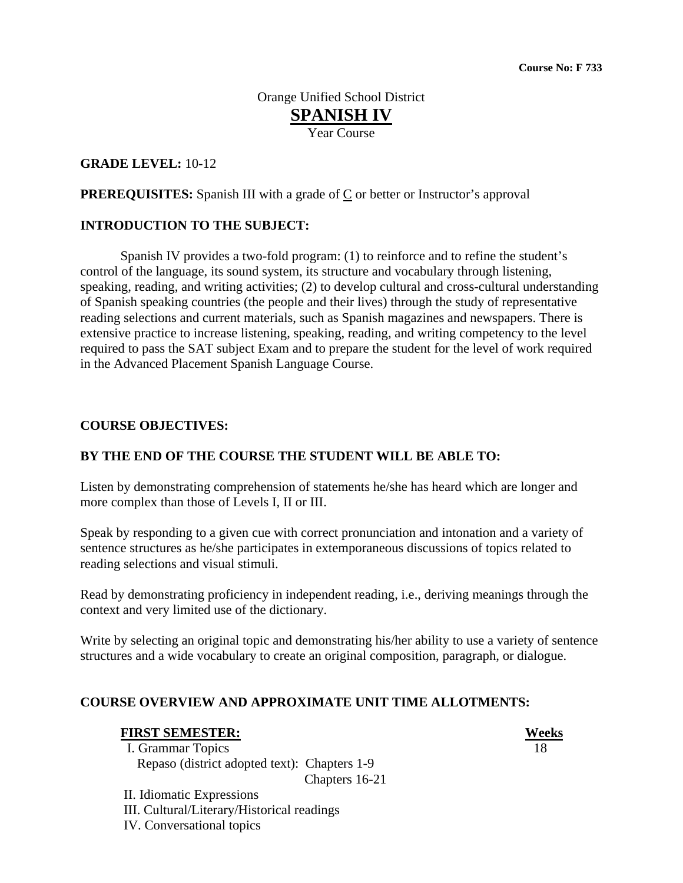**Course No: F 733**

Orange Unified School District

# SPANISH IV

Year Course

**GRADE LEVEL:** 10-12

**PREREQUISITES:** Spanish III with a grade of C or better or Instructor's approval

**INTRODUCTION TO THE SUBJECT:**

Spanish IV provides a two-fold program: (1) to reinforce and to refine the student's control of the language, its sound system, its structure and vocabulary through listening, speaking, reading, and writing activities; (2) to develop cultural and cross-cultural understanding of Spanish speaking countries (the people and their lives) through the study of representative reading selections and current materials, such as Spanish magazines and newspapers. There is extensive practice to increase listening, speaking, reading, and writing competency to the level required to pass the SAT subject Exam and to prepare the student for the level of work required in the Advanced Placement Spanish Language Course.

**COURSE OBJECTIVES:**

**BY THE END OF THE COURSE THE STUDENT WILL BE ABLE TO:**

Listen by demonstrating comprehension of statements he/she has heard which are longer and more complex than those of Levels I, II or III.

Speak by responding to a given cue with correct pronunciation and intonation and a variety of sentence structures as he/she participates in extemporaneous discussions of topics related to reading selections and visual stimuli.

Read by demonstrating proficiency in independent reading, i.e., deriving meanings through the context and very limited use of the dictionary.

Write by selecting an original topic and demonstrating his/her ability to use a variety of sentence structures and a wide vocabulary to create an original composition, paragraph, or dialogue.

**COURSE OVERVIEW AND APPROXIMATE UNIT TIME ALLOTMENTS:**

| **FIRST SEMESTER:** | **Weeks** |
|---|---|
| I. Grammar Topics<br>Repaso (district adopted text): Chapters 1-9<br>Chapters 16-21 | 18 |
| II. Idiomatic Expressions | |
| III. Cultural/Literary/Historical readings | |
| IV. Conversational topics | |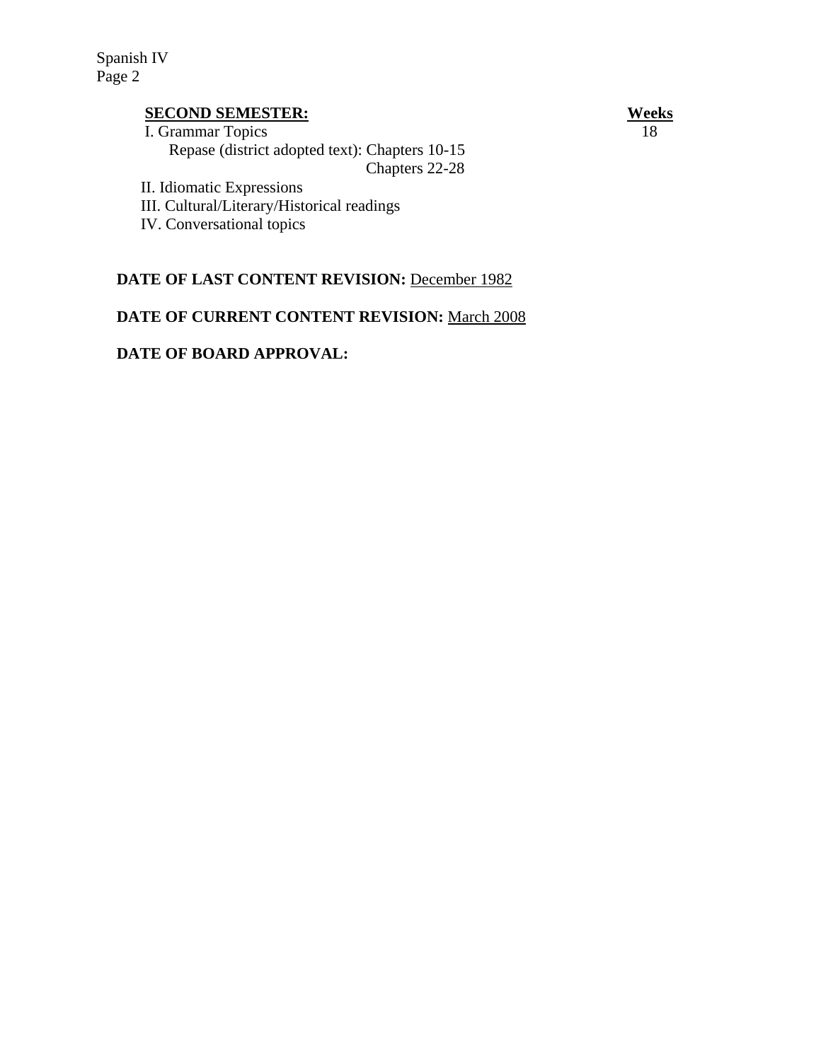**SECOND SEMESTER:** | **Weeks**

I. Grammar Topics — 18

Repase (district adopted text): Chapters 10-15
Chapters 22-28

II. Idiomatic Expressions

III. Cultural/Literary/Historical readings

IV. Conversational topics

**DATE OF LAST CONTENT REVISION:** December 1982

**DATE OF CURRENT CONTENT REVISION:** March 2008

**DATE OF BOARD APPROVAL:**